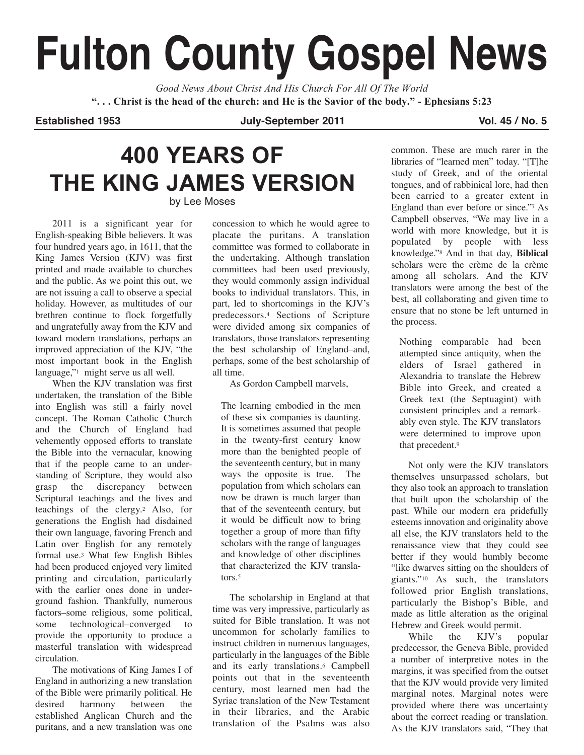# Fulton County Gospel News

*Good News About Christ And His Church For All Of The World*

**". . . Christ is the head of the church: and He is the Savior of the body." - Ephesians 5:23**

**Established 1953** | **July-September 2011** | **Vol. 45 / No. 5**

## 400 YEARS OF THE KING JAMES VERSION

by Lee Moses

2011 is a significant year for English-speaking Bible believers. It was four hundred years ago, in 1611, that the King James Version (KJV) was first printed and made available to churches and the public. As we point this out, we are not issuing a call to observe a special holiday. However, as multitudes of our brethren continue to flock forgetfully and ungratefully away from the KJV and toward modern translations, perhaps an improved appreciation of the KJV, "the most important book in the English language,"[1] might serve us all well.

When the KJV translation was first undertaken, the translation of the Bible into English was still a fairly novel concept. The Roman Catholic Church and the Church of England had vehemently opposed efforts to translate the Bible into the vernacular, knowing that if the people came to an understanding of Scripture, they would also grasp the discrepancy between Scriptural teachings and the lives and teachings of the clergy.[2] Also, for generations the English had disdained their own language, favoring French and Latin over English for any remotely formal use.[3] What few English Bibles had been produced enjoyed very limited printing and circulation, particularly with the earlier ones done in underground fashion. Thankfully, numerous factors–some religious, some political, some technological–converged to provide the opportunity to produce a masterful translation with widespread circulation.

The motivations of King James I of England in authorizing a new translation of the Bible were primarily political. He desired harmony between the established Anglican Church and the puritans, and a new translation was one concession to which he would agree to placate the puritans. A translation committee was formed to collaborate in the undertaking. Although translation committees had been used previously, they would commonly assign individual books to individual translators. This, in part, led to shortcomings in the KJV's predecessors.[4] Sections of Scripture were divided among six companies of translators, those translators representing the best scholarship of England–and, perhaps, some of the best scholarship of all time.

As Gordon Campbell marvels,

> The learning embodied in the men of these six companies is daunting. It is sometimes assumed that people in the twenty-first century know more than the benighted people of the seventeenth century, but in many ways the opposite is true. The population from which scholars can now be drawn is much larger than that of the seventeenth century, but it would be difficult now to bring together a group of more than fifty scholars with the range of languages and knowledge of other disciplines that characterized the KJV translators.[5]

The scholarship in England at that time was very impressive, particularly as suited for Bible translation. It was not uncommon for scholarly families to instruct children in numerous languages, particularly in the languages of the Bible and its early translations.[6] Campbell points out that in the seventeenth century, most learned men had the Syriac translation of the New Testament in their libraries, and the Arabic translation of the Psalms was also common. These are much rarer in the libraries of "learned men" today. "[T]he study of Greek, and of the oriental tongues, and of rabbinical lore, had then been carried to a greater extent in England than ever before or since."[7] As Campbell observes, "We may live in a world with more knowledge, but it is populated by people with less knowledge."[8] And in that day, **Biblical** scholars were the crème de la crème among all scholars. And the KJV translators were among the best of the best, all collaborating and given time to ensure that no stone be left unturned in the process.

> Nothing comparable had been attempted since antiquity, when the elders of Israel gathered in Alexandria to translate the Hebrew Bible into Greek, and created a Greek text (the Septuagint) with consistent principles and a remarkably even style. The KJV translators were determined to improve upon that precedent.[9]

Not only were the KJV translators themselves unsurpassed scholars, but they also took an approach to translation that built upon the scholarship of the past. While our modern era pridefully esteems innovation and originality above all else, the KJV translators held to the renaissance view that they could see better if they would humbly become "like dwarves sitting on the shoulders of giants."[10] As such, the translators followed prior English translations, particularly the Bishop's Bible, and made as little alteration as the original Hebrew and Greek would permit.

While the KJV's popular predecessor, the Geneva Bible, provided a number of interpretive notes in the margins, it was specified from the outset that the KJV would provide very limited marginal notes. Marginal notes were provided where there was uncertainty about the correct reading or translation. As the KJV translators said, "They that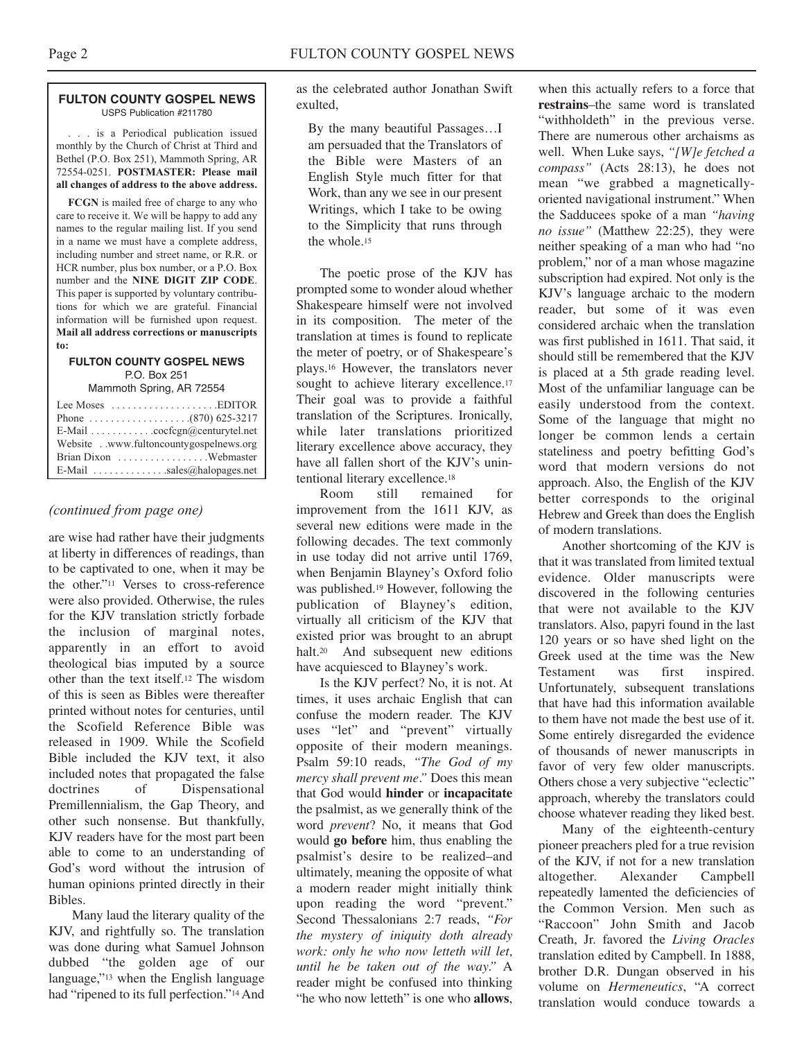**FULTON COUNTY GOSPEL NEWS**
USPS Publication #211780

. . . is a Periodical publication issued monthly by the Church of Christ at Third and Bethel (P.O. Box 251), Mammoth Spring, AR 72554-0251. **POSTMASTER: Please mail all changes of address to the above address.**

**FCGN** is mailed free of charge to any who care to receive it. We will be happy to add any names to the regular mailing list. If you send in a name we must have a complete address, including number and street name, or R.R. or HCR number, plus box number, or a P.O. Box number and the **NINE DIGIT ZIP CODE**. This paper is supported by voluntary contributions for which we are grateful. Financial information will be furnished upon request. **Mail all address corrections or manuscripts to:**

**FULTON COUNTY GOSPEL NEWS**
P.O. Box 251
Mammoth Spring, AR 72554

Lee Moses . . . . . . . . . . . . . . . . . . . .EDITOR
Phone . . . . . . . . . . . . . . . . . . .(870) 625-3217
E-Mail . . . . . . . . . . . .cocfcgn@centurytel.net
Website . .www.fultoncountygospelnews.org
Brian Dixon . . . . . . . . . . . . . . . . .Webmaster
E-Mail . . . . . . . . . . . . . .sales@halopages.net

*(continued from page one)*

are wise had rather have their judgments at liberty in differences of readings, than to be captivated to one, when it may be the other."[11] Verses to cross-reference were also provided. Otherwise, the rules for the KJV translation strictly forbade the inclusion of marginal notes, apparently in an effort to avoid theological bias imputed by a source other than the text itself.[12] The wisdom of this is seen as Bibles were thereafter printed without notes for centuries, until the Scofield Reference Bible was released in 1909. While the Scofield Bible included the KJV text, it also included notes that propagated the false doctrines of Dispensational Premillennialism, the Gap Theory, and other such nonsense. But thankfully, KJV readers have for the most part been able to come to an understanding of God's word without the intrusion of human opinions printed directly in their Bibles.

Many laud the literary quality of the KJV, and rightfully so. The translation was done during what Samuel Johnson dubbed "the golden age of our language,"[13] when the English language had "ripened to its full perfection."[14] And as the celebrated author Jonathan Swift exulted,

> By the many beautiful Passages…I am persuaded that the Translators of the Bible were Masters of an English Style much fitter for that Work, than any we see in our present Writings, which I take to be owing to the Simplicity that runs through the whole.[15]

The poetic prose of the KJV has prompted some to wonder aloud whether Shakespeare himself were not involved in its composition. The meter of the translation at times is found to replicate the meter of poetry, or of Shakespeare's plays.[16] However, the translators never sought to achieve literary excellence.[17] Their goal was to provide a faithful translation of the Scriptures. Ironically, while later translations prioritized literary excellence above accuracy, they have all fallen short of the KJV's unintentional literary excellence.[18]

Room still remained for improvement from the 1611 KJV, as several new editions were made in the following decades. The text commonly in use today did not arrive until 1769, when Benjamin Blayney's Oxford folio was published.[19] However, following the publication of Blayney's edition, virtually all criticism of the KJV that existed prior was brought to an abrupt halt.[20] And subsequent new editions have acquiesced to Blayney's work.

Is the KJV perfect? No, it is not. At times, it uses archaic English that can confuse the modern reader. The KJV uses "let" and "prevent" virtually opposite of their modern meanings. Psalm 59:10 reads, *"The God of my mercy shall prevent me."* Does this mean that God would **hinder** or **incapacitate** the psalmist, as we generally think of the word *prevent*? No, it means that God would **go before** him, thus enabling the psalmist's desire to be realized–and ultimately, meaning the opposite of what a modern reader might initially think upon reading the word "prevent." Second Thessalonians 2:7 reads, *"For the mystery of iniquity doth already work: only he who now letteth will let, until he be taken out of the way."* A reader might be confused into thinking "he who now letteth" is one who **allows**, when this actually refers to a force that **restrains**–the same word is translated "withholdeth" in the previous verse. There are numerous other archaisms as well. When Luke says, *"[W]e fetched a compass"* (Acts 28:13), he does not mean "we grabbed a magnetically-oriented navigational instrument." When the Sadducees spoke of a man *"having no issue"* (Matthew 22:25), they were neither speaking of a man who had "no problem," nor of a man whose magazine subscription had expired. Not only is the KJV's language archaic to the modern reader, but some of it was even considered archaic when the translation was first published in 1611. That said, it should still be remembered that the KJV is placed at a 5th grade reading level. Most of the unfamiliar language can be easily understood from the context. Some of the language that might no longer be common lends a certain stateliness and poetry befitting God's word that modern versions do not approach. Also, the English of the KJV better corresponds to the original Hebrew and Greek than does the English of modern translations.

Another shortcoming of the KJV is that it was translated from limited textual evidence. Older manuscripts were discovered in the following centuries that were not available to the KJV translators. Also, papyri found in the last 120 years or so have shed light on the Greek used at the time was the New Testament was first inspired. Unfortunately, subsequent translations that have had this information available to them have not made the best use of it. Some entirely disregarded the evidence of thousands of newer manuscripts in favor of very few older manuscripts. Others chose a very subjective "eclectic" approach, whereby the translators could choose whatever reading they liked best.

Many of the eighteenth-century pioneer preachers pled for a true revision of the KJV, if not for a new translation altogether. Alexander Campbell repeatedly lamented the deficiencies of the Common Version. Men such as "Raccoon" John Smith and Jacob Creath, Jr. favored the *Living Oracles* translation edited by Campbell. In 1888, brother D.R. Dungan observed in his volume on *Hermeneutics*, "A correct translation would conduce towards a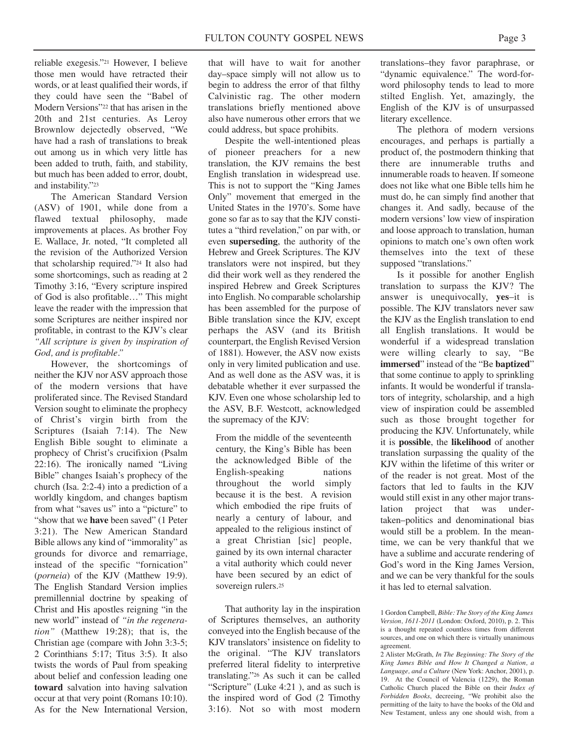reliable exegesis."[21] However, I believe those men would have retracted their words, or at least qualified their words, if they could have seen the "Babel of Modern Versions"[22] that has arisen in the 20th and 21st centuries. As Leroy Brownlow dejectedly observed, "We have had a rash of translations to break out among us in which very little has been added to truth, faith, and stability, but much has been added to error, doubt, and instability."[23]

The American Standard Version (ASV) of 1901, while done from a flawed textual philosophy, made improvements at places. As brother Foy E. Wallace, Jr. noted, "It completed all the revision of the Authorized Version that scholarship required."[24] It also had some shortcomings, such as reading at 2 Timothy 3:16, "Every scripture inspired of God is also profitable…" This might leave the reader with the impression that some Scriptures are neither inspired nor profitable, in contrast to the KJV's clear *"All scripture is given by inspiration of God, and is profitable."*

However, the shortcomings of neither the KJV nor ASV approach those of the modern versions that have proliferated since. The Revised Standard Version sought to eliminate the prophecy of Christ's virgin birth from the Scriptures (Isaiah 7:14). The New English Bible sought to eliminate a prophecy of Christ's crucifixion (Psalm 22:16). The ironically named "Living Bible" changes Isaiah's prophecy of the church (Isa. 2:2-4) into a prediction of a worldly kingdom, and changes baptism from what "saves us" into a "picture" to "show that we **have** been saved" (1 Peter 3:21). The New American Standard Bible allows any kind of "immorality" as grounds for divorce and remarriage, instead of the specific "fornication" (*porneia*) of the KJV (Matthew 19:9). The English Standard Version implies premillennial doctrine by speaking of Christ and His apostles reigning "in the new world" instead of *"in the regeneration"* (Matthew 19:28); that is, the Christian age (compare with John 3:3-5; 2 Corinthians 5:17; Titus 3:5). It also twists the words of Paul from speaking about belief and confession leading one **toward** salvation into having salvation occur at that very point (Romans 10:10). As for the New International Version, that will have to wait for another day–space simply will not allow us to begin to address the error of that filthy Calvinistic rag. The other modern translations briefly mentioned above also have numerous other errors that we could address, but space prohibits.

Despite the well-intentioned pleas of pioneer preachers for a new translation, the KJV remains the best English translation in widespread use. This is not to support the "King James Only" movement that emerged in the United States in the 1970's. Some have gone so far as to say that the KJV constitutes a "third revelation," on par with, or even **superseding**, the authority of the Hebrew and Greek Scriptures. The KJV translators were not inspired, but they did their work well as they rendered the inspired Hebrew and Greek Scriptures into English. No comparable scholarship has been assembled for the purpose of Bible translation since the KJV, except perhaps the ASV (and its British counterpart, the English Revised Version of 1881). However, the ASV now exists only in very limited publication and use. And as well done as the ASV was, it is debatable whether it ever surpassed the KJV. Even one whose scholarship led to the ASV, B.F. Westcott, acknowledged the supremacy of the KJV:

> From the middle of the seventeenth century, the King's Bible has been the acknowledged Bible of the English-speaking nations throughout the world simply because it is the best. A revision which embodied the ripe fruits of nearly a century of labour, and appealed to the religious instinct of a great Christian [sic] people, gained by its own internal character a vital authority which could never have been secured by an edict of sovereign rulers.[25]

That authority lay in the inspiration of Scriptures themselves, an authority conveyed into the English because of the KJV translators' insistence on fidelity to the original. "The KJV translators preferred literal fidelity to interpretive translating."[26] As such it can be called "Scripture" (Luke 4:21 ), and as such is the inspired word of God (2 Timothy 3:16). Not so with most modern translations–they favor paraphrase, or "dynamic equivalence." The word-for-word philosophy tends to lead to more stilted English. Yet, amazingly, the English of the KJV is of unsurpassed literary excellence.

The plethora of modern versions encourages, and perhaps is partially a product of, the postmodern thinking that there are innumerable truths and innumerable roads to heaven. If someone does not like what one Bible tells him he must do, he can simply find another that changes it. And sadly, because of the modern versions' low view of inspiration and loose approach to translation, human opinions to match one's own often work themselves into the text of these supposed "translations."

Is it possible for another English translation to surpass the KJV? The answer is unequivocally, **yes**–it is possible. The KJV translators never saw the KJV as the English translation to end all English translations. It would be wonderful if a widespread translation were willing clearly to say, "Be **immersed**" instead of the "Be **baptized**" that some continue to apply to sprinkling infants. It would be wonderful if translators of integrity, scholarship, and a high view of inspiration could be assembled such as those brought together for producing the KJV. Unfortunately, while it is **possible**, the **likelihood** of another translation surpassing the quality of the KJV within the lifetime of this writer or of the reader is not great. Most of the factors that led to faults in the KJV would still exist in any other major translation project that was undertaken–politics and denominational bias would still be a problem. In the meantime, we can be very thankful that we have a sublime and accurate rendering of God's word in the King James Version, and we can be very thankful for the souls it has led to eternal salvation.

---

1 Gordon Campbell, *Bible: The Story of the King James Version, 1611-2011* (London: Oxford, 2010), p. 2. This is a thought repeated countless times from different sources, and one on which there is virtually unanimous agreement.

2 Alister McGrath, *In The Beginning: The Story of the King James Bible and How It Changed a Nation, a Language, and a Culture* (New York: Anchor, 2001), p. 19. At the Council of Valencia (1229), the Roman Catholic Church placed the Bible on their *Index of Forbidden Books*, decreeing, "We prohibit also the permitting of the laity to have the books of the Old and New Testament, unless any one should wish, from a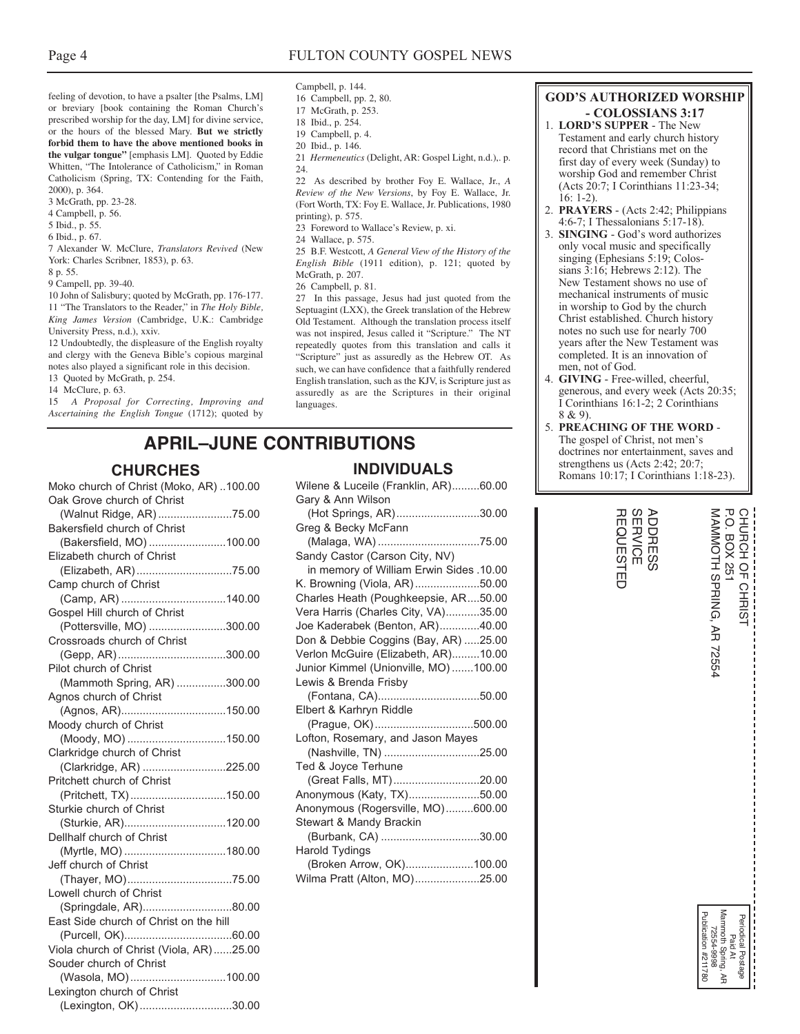feeling of devotion, to have a psalter [the Psalms, LM] or breviary [book containing the Roman Church's prescribed worship for the day, LM] for divine service, or the hours of the blessed Mary. **But we strictly forbid them to have the above mentioned books in the vulgar tongue"** [emphasis LM]. Quoted by Eddie Whitten, "The Intolerance of Catholicism," in Roman Catholicism (Spring, TX: Contending for the Faith, 2000), p. 364.

3 McGrath, pp. 23-28.
4 Campbell, p. 56.
5 Ibid., p. 55.
6 Ibid., p. 67.
7 Alexander W. McClure, *Translators Revived* (New York: Charles Scribner, 1853), p. 63.
8 p. 55.
9 Campbell, pp. 39-40.
10 John of Salisbury; quoted by McGrath, pp. 176-177.
11 "The Translators to the Reader," in *The Holy Bible, King James Version* (Cambridge, U.K.: Cambridge University Press, n.d.), xxiv.
12 Undoubtedly, the displeasure of the English royalty and clergy with the Geneva Bible's copious marginal notes also played a significant role in this decision.
13 Quoted by McGrath, p. 254.
14 McClure, p. 63.
15 *A Proposal for Correcting, Improving and Ascertaining the English Tongue* (1712); quoted by Campbell, p. 144.
16 Campbell, pp. 2, 80.
17 McGrath, p. 253.
18 Ibid., p. 254.
19 Campbell, p. 4.
20 Ibid., p. 146.
21 *Hermeneutics* (Delight, AR: Gospel Light, n.d.),. p. 24.
22 As described by brother Foy E. Wallace, Jr., *A Review of the New Versions*, by Foy E. Wallace, Jr. (Fort Worth, TX: Foy E. Wallace, Jr. Publications, 1980 printing), p. 575.
23 Foreword to Wallace's Review, p. xi.
24 Wallace, p. 575.
25 B.F. Westcott, *A General View of the History of the English Bible* (1911 edition), p. 121; quoted by McGrath, p. 207.
26 Campbell, p. 81.
27 In this passage, Jesus had just quoted from the Septuagint (LXX), the Greek translation of the Hebrew Old Testament. Although the translation process itself was not inspired, Jesus called it "Scripture." The NT repeatedly quotes from this translation and calls it "Scripture" just as assuredly as the Hebrew OT. As such, we can have confidence that a faithfully rendered English translation, such as the KJV, is Scripture just as assuredly as are the Scriptures in their original languages.

## GOD'S AUTHORIZED WORSHIP - COLOSSIANS 3:17

1. **LORD'S SUPPER** - The New Testament and early church history record that Christians met on the first day of every week (Sunday) to worship God and remember Christ (Acts 20:7; I Corinthians 11:23-34; 16: 1-2).
2. **PRAYERS** - (Acts 2:42; Philippians 4:6-7; I Thessalonians 5:17-18).
3. **SINGING** - God's word authorizes only vocal music and specifically singing (Ephesians 5:19; Colossians 3:16; Hebrews 2:12). The New Testament shows no use of mechanical instruments of music in worship to God by the church Christ established. Church history notes no such use for nearly 700 years after the New Testament was completed. It is an innovation of men, not of God.
4. **GIVING** - Free-willed, cheerful, generous, and every week (Acts 20:35; I Corinthians 16:1-2; 2 Corinthians 8 & 9).
5. **PREACHING OF THE WORD** - The gospel of Christ, not men's doctrines nor entertainment, saves and strengthens us (Acts 2:42; 20:7; Romans 10:17; I Corinthians 1:18-23).

# APRIL–JUNE CONTRIBUTIONS

## CHURCHES

Moko church of Christ (Moko, AR) ..100.00
Oak Grove church of Christ (Walnut Ridge, AR)........................75.00
Bakersfield church of Christ (Bakersfield, MO).........................100.00
Elizabeth church of Christ (Elizabeth, AR)...............................75.00
Camp church of Christ (Camp, AR).................................140.00
Gospel Hill church of Christ (Pottersville, MO).........................300.00
Crossroads church of Christ (Gepp, AR)..................................300.00
Pilot church of Christ (Mammoth Spring, AR)................300.00
Agnos church of Christ (Agnos, AR).................................150.00
Moody church of Christ (Moody, MO)................................150.00
Clarkridge church of Christ (Clarkridge, AR)...........................225.00
Pritchett church of Christ (Pritchett, TX)...............................150.00
Sturkie church of Christ (Sturkie, AR)................................120.00
Dellhalf church of Christ (Myrtle, MO)................................180.00
Jeff church of Christ (Thayer, MO).................................75.00
Lowell church of Christ (Springdale, AR)............................80.00
East Side church of Christ on the hill (Purcell, OK)..................................60.00
Viola church of Christ (Viola, AR)......25.00
Souder church of Christ (Wasola, MO)...............................100.00
Lexington church of Christ (Lexington, OK)..............................30.00

## INDIVIDUALS

Wilene & Luceile (Franklin, AR).........60.00
Gary & Ann Wilson (Hot Springs, AR)...........................30.00
Greg & Becky McFann (Malaga, WA)................................75.00
Sandy Castor (Carson City, NV) in memory of William Erwin Sides .10.00
K. Browning (Viola, AR)....................50.00
Charles Heath (Poughkeepsie, AR....50.00
Vera Harris (Charles City, VA)...........35.00
Joe Kaderabek (Benton, AR).............40.00
Don & Debbie Coggins (Bay, AR) .....25.00
Verlon McGuire (Elizabeth, AR).........10.00
Junior Kimmel (Unionville, MO).......100.00
Lewis & Brenda Frisby (Fontana, CA).................................50.00
Elbert & Karhryn Riddle (Prague, OK)................................500.00
Lofton, Rosemary, and Jason Mayes (Nashville, TN)...............................25.00
Ted & Joyce Terhune (Great Falls, MT)............................20.00
Anonymous (Katy, TX).......................50.00
Anonymous (Rogersville, MO).........600.00
Stewart & Mandy Brackin (Burbank, CA)................................30.00
Harold Tydings (Broken Arrow, OK)......................100.00
Wilma Pratt (Alton, MO)....................25.00

CHURCH OF CHRIST
P.O. BOX 251
MAMMOTH SPRING, AR 72554

ADDRESS SERVICE REQUESTED

Periodical Postage Paid At Mammoth Spring, AR 72554-9998 Publication #211780